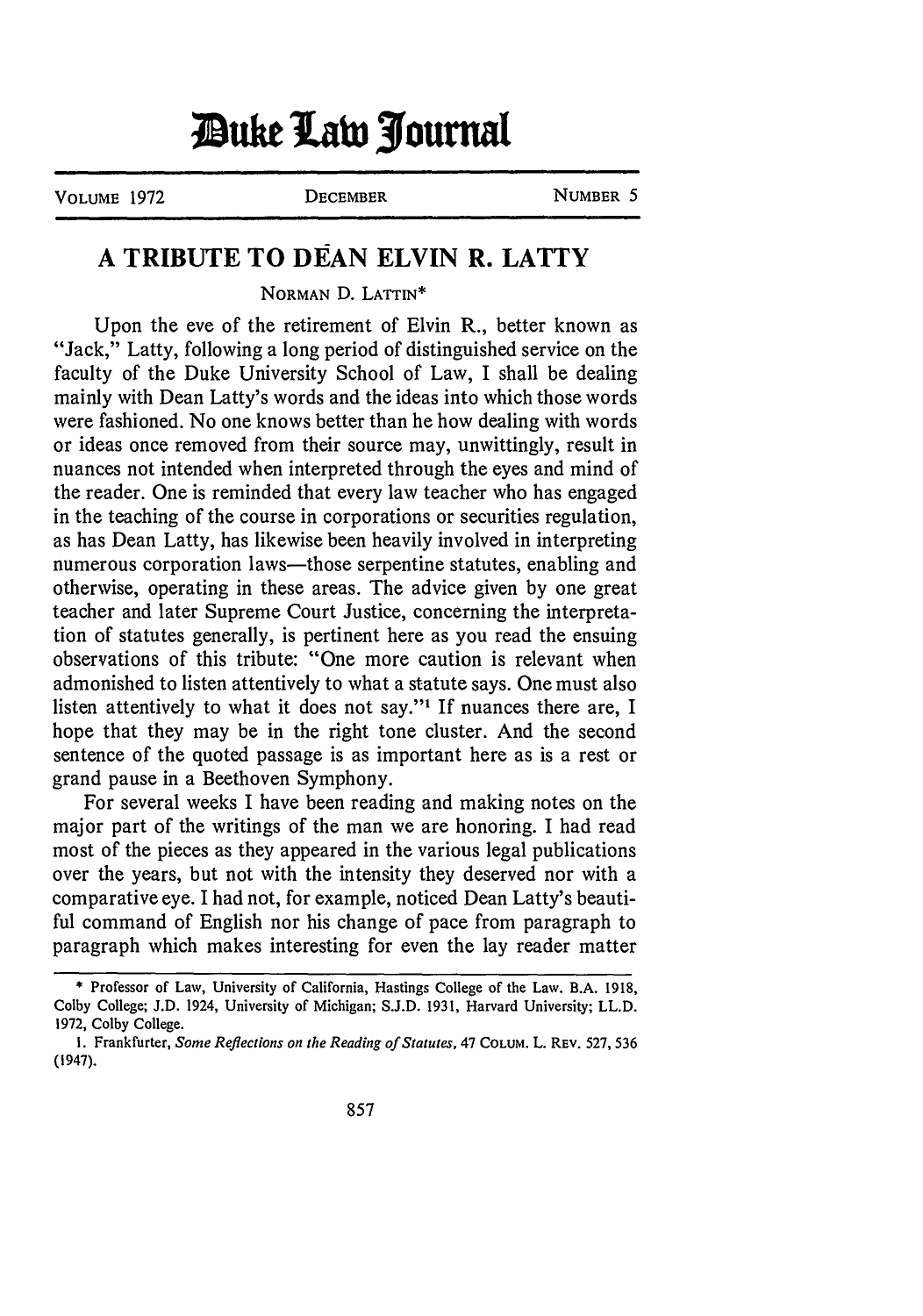# Duke Law Journal

VOLUME 1972 DECEMBER NUMBER 5

## A TRIBUTE TO DEAN ELVIN R. LATTY

NORMAN D. LATTIN*

Upon the eve of the retirement of Elvin R., better known as "Jack," Latty, following a long period of distinguished service on the faculty of the Duke University School of Law, I shall be dealing mainly with Dean Latty's words and the ideas into which those words were fashioned. No one knows better than he how dealing with words or ideas once removed from their source may, unwittingly, result in nuances not intended when interpreted through the eyes and mind of the reader. One is reminded that every law teacher who has engaged in the teaching of the course in corporations or securities regulation, as has Dean Latty, has likewise been heavily involved in interpreting numerous corporation laws—those serpentine statutes, enabling and otherwise, operating in these areas. The advice given by one great teacher and later Supreme Court Justice, concerning the interpretation of statutes generally, is pertinent here as you read the ensuing observations of this tribute: "One more caution is relevant when admonished to listen attentively to what a statute says. One must also listen attentively to what it does not say."[1] If nuances there are, I hope that they may be in the right tone cluster. And the second sentence of the quoted passage is as important here as is a rest or grand pause in a Beethoven Symphony.

For several weeks I have been reading and making notes on the major part of the writings of the man we are honoring. I had read most of the pieces as they appeared in the various legal publications over the years, but not with the intensity they deserved nor with a comparative eye. I had not, for example, noticed Dean Latty's beautiful command of English nor his change of pace from paragraph to paragraph which makes interesting for even the lay reader matter

---

\* Professor of Law, University of California, Hastings College of the Law. B.A. 1918, Colby College; J.D. 1924, University of Michigan; S.J.D. 1931, Harvard University; LL.D. 1972, Colby College.

1. Frankfurter, *Some Reflections on the Reading of Statutes*, 47 COLUM. L. REV. 527, 536 (1947).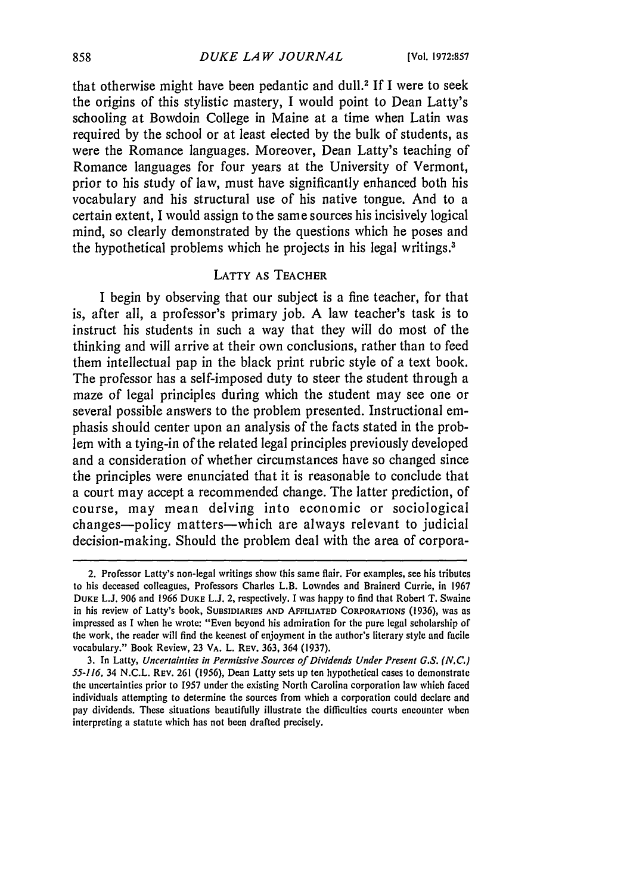that otherwise might have been pedantic and dull.[2] If I were to seek the origins of this stylistic mastery, I would point to Dean Latty's schooling at Bowdoin College in Maine at a time when Latin was required by the school or at least elected by the bulk of students, as were the Romance languages. Moreover, Dean Latty's teaching of Romance languages for four years at the University of Vermont, prior to his study of law, must have significantly enhanced both his vocabulary and his structural use of his native tongue. And to a certain extent, I would assign to the same sources his incisively logical mind, so clearly demonstrated by the questions which he poses and the hypothetical problems which he projects in his legal writings.[3]

## LATTY AS TEACHER

I begin by observing that our subject is a fine teacher, for that is, after all, a professor's primary job. A law teacher's task is to instruct his students in such a way that they will do most of the thinking and will arrive at their own conclusions, rather than to feed them intellectual pap in the black print rubric style of a text book. The professor has a self-imposed duty to steer the student through a maze of legal principles during which the student may see one or several possible answers to the problem presented. Instructional emphasis should center upon an analysis of the facts stated in the problem with a tying-in of the related legal principles previously developed and a consideration of whether circumstances have so changed since the principles were enunciated that it is reasonable to conclude that a court may accept a recommended change. The latter prediction, of course, may mean delving into economic or sociological changes—policy matters—which are always relevant to judicial decision-making. Should the problem deal with the area of corpora-

---

2. Professor Latty's non-legal writings show this same flair. For examples, see his tributes to his deceased colleagues, Professors Charles L.B. Lowndes and Brainerd Currie, in 1967 DUKE L.J. 906 and 1966 DUKE L.J. 2, respectively. I was happy to find that Robert T. Swaine in his review of Latty's book, SUBSIDIARIES AND AFFILIATED CORPORATIONS (1936), was as impressed as I when he wrote: "Even beyond his admiration for the pure legal scholarship of the work, the reader will find the keenest of enjoyment in the author's literary style and facile vocabulary." Book Review, 23 VA. L. REV. 363, 364 (1937).

3. In Latty, *Uncertainties in Permissive Sources of Dividends Under Present G.S. (N.C.) 55-116*, 34 N.C.L. REV. 261 (1956), Dean Latty sets up ten hypothetical cases to demonstrate the uncertainties prior to 1957 under the existing North Carolina corporation law which faced individuals attempting to determine the sources from which a corporation could declare and pay dividends. These situations beautifully illustrate the difficulties courts encounter when interpreting a statute which has not been drafted precisely.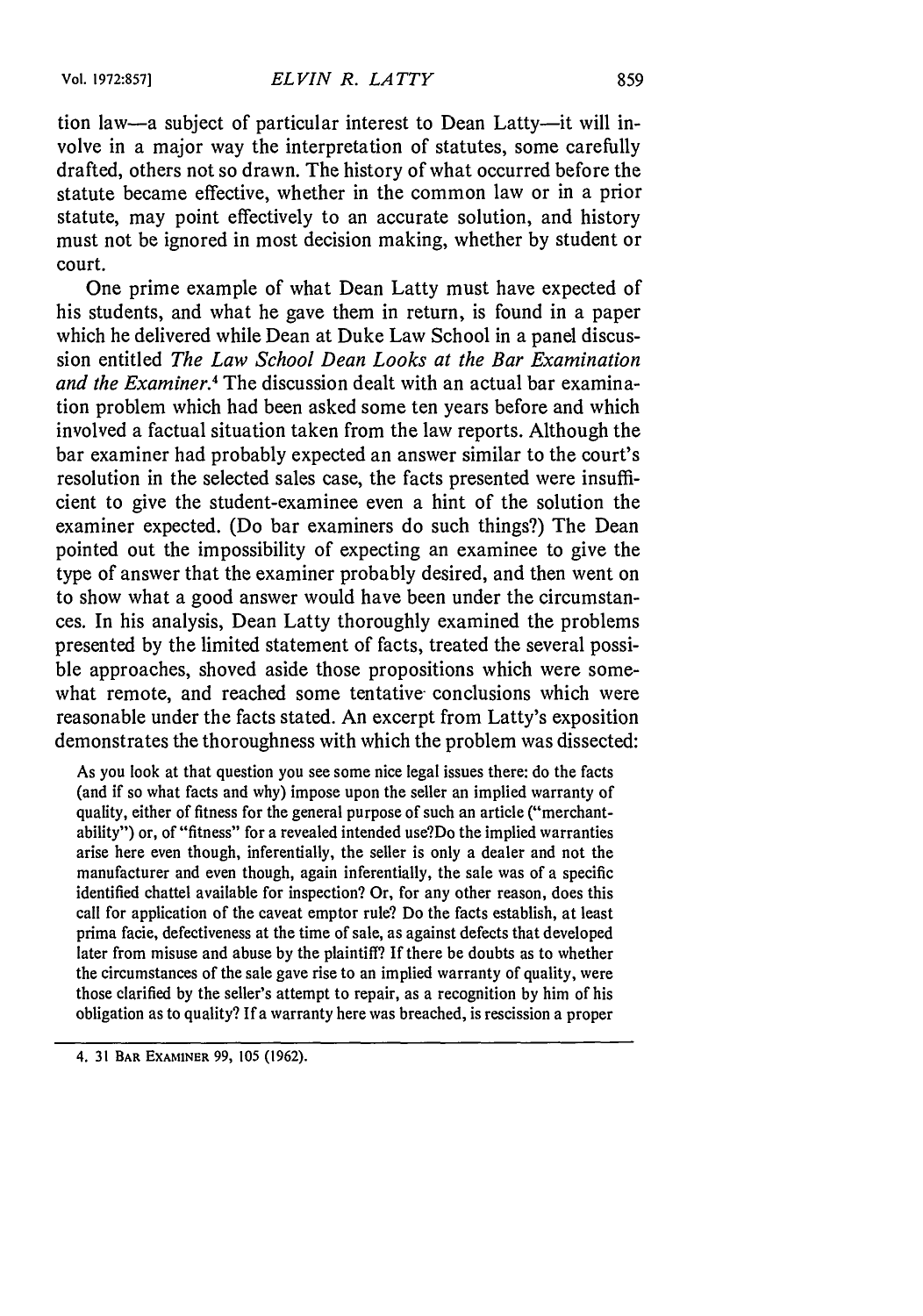tion law—a subject of particular interest to Dean Latty—it will involve in a major way the interpretation of statutes, some carefully drafted, others not so drawn. The history of what occurred before the statute became effective, whether in the common law or in a prior statute, may point effectively to an accurate solution, and history must not be ignored in most decision making, whether by student or court.

One prime example of what Dean Latty must have expected of his students, and what he gave them in return, is found in a paper which he delivered while Dean at Duke Law School in a panel discussion entitled *The Law School Dean Looks at the Bar Examination and the Examiner.*[4] The discussion dealt with an actual bar examination problem which had been asked some ten years before and which involved a factual situation taken from the law reports. Although the bar examiner had probably expected an answer similar to the court's resolution in the selected sales case, the facts presented were insufficient to give the student-examinee even a hint of the solution the examiner expected. (Do bar examiners do such things?) The Dean pointed out the impossibility of expecting an examinee to give the type of answer that the examiner probably desired, and then went on to show what a good answer would have been under the circumstances. In his analysis, Dean Latty thoroughly examined the problems presented by the limited statement of facts, treated the several possible approaches, shoved aside those propositions which were somewhat remote, and reached some tentative conclusions which were reasonable under the facts stated. An excerpt from Latty's exposition demonstrates the thoroughness with which the problem was dissected:

> As you look at that question you see some nice legal issues there: do the facts (and if so what facts and why) impose upon the seller an implied warranty of quality, either of fitness for the general purpose of such an article ("merchantability") or, of "fitness" for a revealed intended use?Do the implied warranties arise here even though, inferentially, the seller is only a dealer and not the manufacturer and even though, again inferentially, the sale was of a specific identified chattel available for inspection? Or, for any other reason, does this call for application of the caveat emptor rule? Do the facts establish, at least prima facie, defectiveness at the time of sale, as against defects that developed later from misuse and abuse by the plaintiff? If there be doubts as to whether the circumstances of the sale gave rise to an implied warranty of quality, were those clarified by the seller's attempt to repair, as a recognition by him of his obligation as to quality? If a warranty here was breached, is rescission a proper

4. 31 BAR EXAMINER 99, 105 (1962).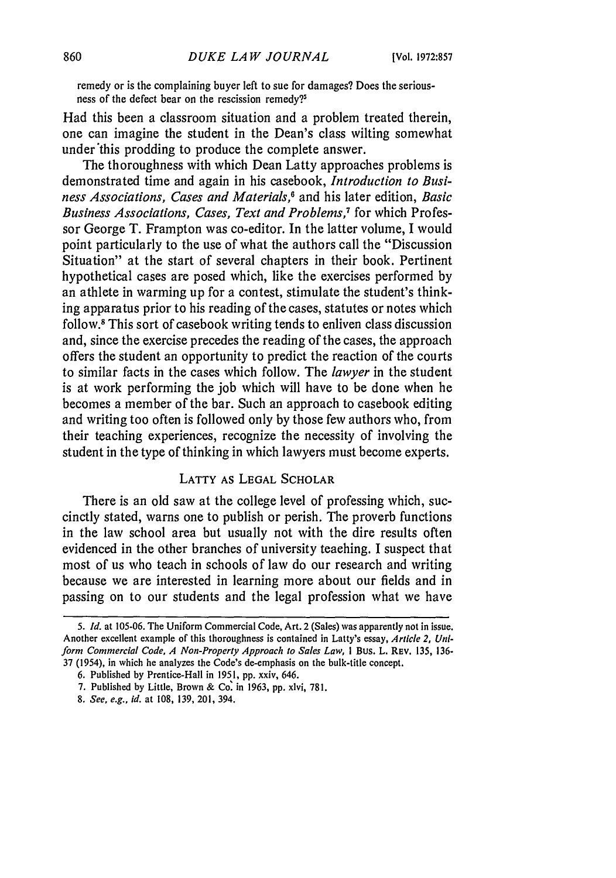remedy or is the complaining buyer left to sue for damages? Does the seriousness of the defect bear on the rescission remedy?[5]

Had this been a classroom situation and a problem treated therein, one can imagine the student in the Dean's class wilting somewhat under this prodding to produce the complete answer.

The thoroughness with which Dean Latty approaches problems is demonstrated time and again in his casebook, *Introduction to Business Associations, Cases and Materials*,[6] and his later edition, *Basic Business Associations, Cases, Text and Problems*,[7] for which Professor George T. Frampton was co-editor. In the latter volume, I would point particularly to the use of what the authors call the "Discussion Situation" at the start of several chapters in their book. Pertinent hypothetical cases are posed which, like the exercises performed by an athlete in warming up for a contest, stimulate the student's thinking apparatus prior to his reading of the cases, statutes or notes which follow.[8] This sort of casebook writing tends to enliven class discussion and, since the exercise precedes the reading of the cases, the approach offers the student an opportunity to predict the reaction of the courts to similar facts in the cases which follow. The *lawyer* in the student is at work performing the job which will have to be done when he becomes a member of the bar. Such an approach to casebook editing and writing too often is followed only by those few authors who, from their teaching experiences, recognize the necessity of involving the student in the type of thinking in which lawyers must become experts.

## LATTY AS LEGAL SCHOLAR

There is an old saw at the college level of professing which, succinctly stated, warns one to publish or perish. The proverb functions in the law school area but usually not with the dire results often evidenced in the other branches of university teaching. I suspect that most of us who teach in schools of law do our research and writing because we are interested in learning more about our fields and in passing on to our students and the legal profession what we have

---

5. *Id.* at 105-06. The Uniform Commercial Code, Art. 2 (Sales) was apparently not in issue. Another excellent example of this thoroughness is contained in Latty's essay, *Article 2, Uniform Commercial Code, A Non-Property Approach to Sales Law*, 1 BUS. L. REV. 135, 136-37 (1954), in which he analyzes the Code's de-emphasis on the bulk-title concept.

6. Published by Prentice-Hall in 1951, pp. xxiv, 646.

7. Published by Little, Brown & Co. in 1963, pp. xlvi, 781.

8. *See, e.g., id.* at 108, 139, 201, 394.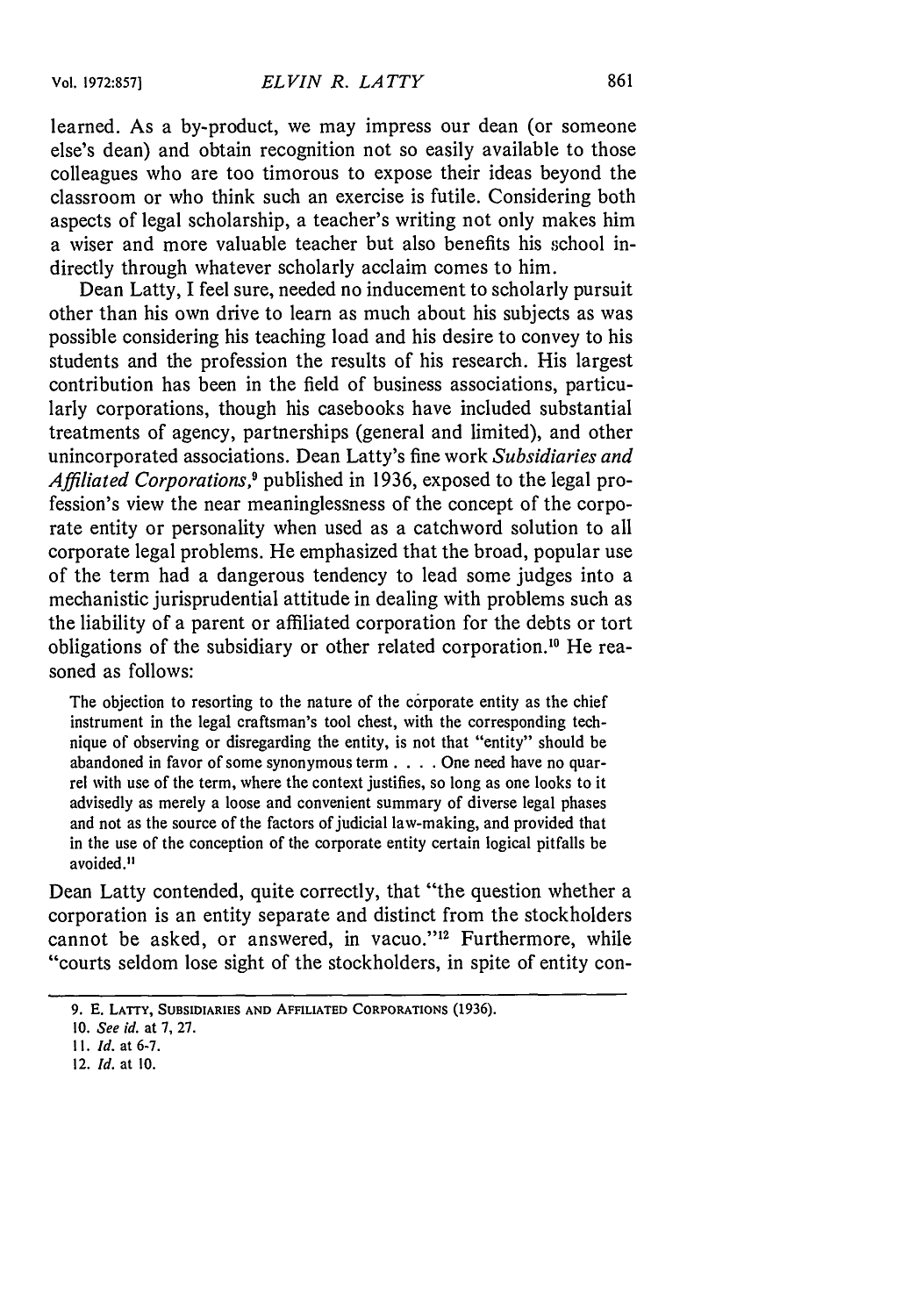learned. As a by-product, we may impress our dean (or someone else's dean) and obtain recognition not so easily available to those colleagues who are too timorous to expose their ideas beyond the classroom or who think such an exercise is futile. Considering both aspects of legal scholarship, a teacher's writing not only makes him a wiser and more valuable teacher but also benefits his school indirectly through whatever scholarly acclaim comes to him.

Dean Latty, I feel sure, needed no inducement to scholarly pursuit other than his own drive to learn as much about his subjects as was possible considering his teaching load and his desire to convey to his students and the profession the results of his research. His largest contribution has been in the field of business associations, particularly corporations, though his casebooks have included substantial treatments of agency, partnerships (general and limited), and other unincorporated associations. Dean Latty's fine work *Subsidiaries and Affiliated Corporations*,[9] published in 1936, exposed to the legal profession's view the near meaninglessness of the concept of the corporate entity or personality when used as a catchword solution to all corporate legal problems. He emphasized that the broad, popular use of the term had a dangerous tendency to lead some judges into a mechanistic jurisprudential attitude in dealing with problems such as the liability of a parent or affiliated corporation for the debts or tort obligations of the subsidiary or other related corporation.[10] He reasoned as follows:

> The objection to resorting to the nature of the corporate entity as the chief instrument in the legal craftsman's tool chest, with the corresponding technique of observing or disregarding the entity, is not that "entity" should be abandoned in favor of some synonymous term . . . . One need have no quarrel with use of the term, where the context justifies, so long as one looks to it advisedly as merely a loose and convenient summary of diverse legal phases and not as the source of the factors of judicial law-making, and provided that in the use of the conception of the corporate entity certain logical pitfalls be avoided.[11]

Dean Latty contended, quite correctly, that "the question whether a corporation is an entity separate and distinct from the stockholders cannot be asked, or answered, in vacuo."[12] Furthermore, while "courts seldom lose sight of the stockholders, in spite of entity con-

---

9. E. LATTY, SUBSIDIARIES AND AFFILIATED CORPORATIONS (1936).

10. *See id.* at 7, 27.

11. *Id.* at 6-7.

12. *Id.* at 10.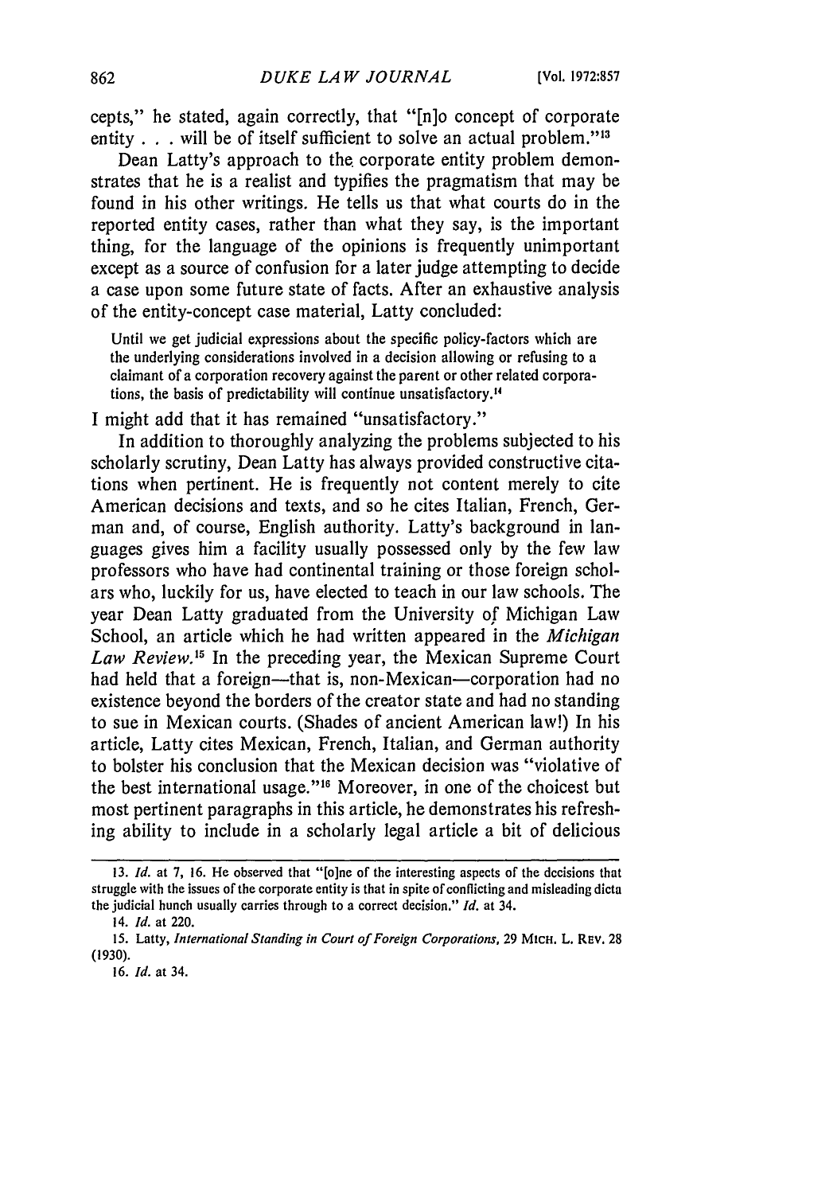cepts," he stated, again correctly, that "[n]o concept of corporate entity . . . will be of itself sufficient to solve an actual problem."[13]

Dean Latty's approach to the corporate entity problem demonstrates that he is a realist and typifies the pragmatism that may be found in his other writings. He tells us that what courts do in the reported entity cases, rather than what they say, is the important thing, for the language of the opinions is frequently unimportant except as a source of confusion for a later judge attempting to decide a case upon some future state of facts. After an exhaustive analysis of the entity-concept case material, Latty concluded:

> Until we get judicial expressions about the specific policy-factors which are the underlying considerations involved in a decision allowing or refusing to a claimant of a corporation recovery against the parent or other related corporations, the basis of predictability will continue unsatisfactory.[14]

I might add that it has remained "unsatisfactory."

In addition to thoroughly analyzing the problems subjected to his scholarly scrutiny, Dean Latty has always provided constructive citations when pertinent. He is frequently not content merely to cite American decisions and texts, and so he cites Italian, French, German and, of course, English authority. Latty's background in languages gives him a facility usually possessed only by the few law professors who have had continental training or those foreign scholars who, luckily for us, have elected to teach in our law schools. The year Dean Latty graduated from the University of Michigan Law School, an article which he had written appeared in the *Michigan Law Review*.[15] In the preceding year, the Mexican Supreme Court had held that a foreign—that is, non-Mexican—corporation had no existence beyond the borders of the creator state and had no standing to sue in Mexican courts. (Shades of ancient American law!) In his article, Latty cites Mexican, French, Italian, and German authority to bolster his conclusion that the Mexican decision was "violative of the best international usage."[16] Moreover, in one of the choicest but most pertinent paragraphs in this article, he demonstrates his refreshing ability to include in a scholarly legal article a bit of delicious

---

13. *Id.* at 7, 16. He observed that "[o]ne of the interesting aspects of the decisions that struggle with the issues of the corporate entity is that in spite of conflicting and misleading dicta the judicial hunch usually carries through to a correct decision." *Id.* at 34.

14. *Id.* at 220.

15. Latty, *International Standing in Court of Foreign Corporations*, 29 MICH. L. REV. 28 (1930).

16. *Id.* at 34.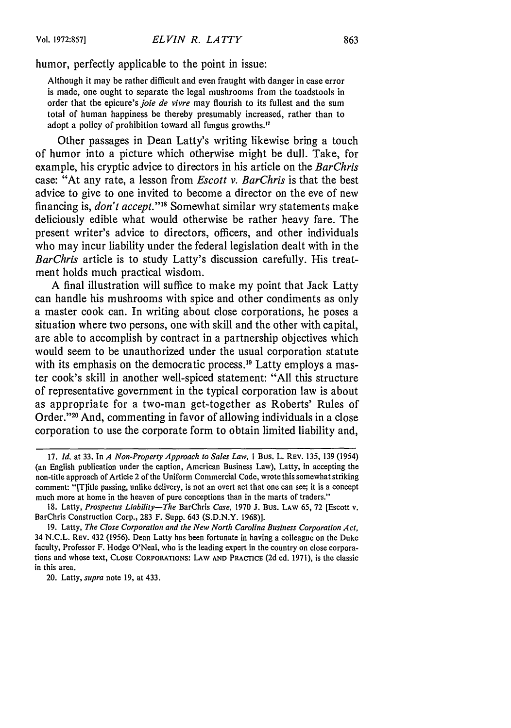humor, perfectly applicable to the point in issue:

> Although it may be rather difficult and even fraught with danger in case error is made, one ought to separate the legal mushrooms from the toadstools in order that the epicure's *joie de vivre* may flourish to its fullest and the sum total of human happiness be thereby presumably increased, rather than to adopt a policy of prohibition toward all fungus growths.[17]

Other passages in Dean Latty's writing likewise bring a touch of humor into a picture which otherwise might be dull. Take, for example, his cryptic advice to directors in his article on the *BarChris* case: "At any rate, a lesson from *Escott v. BarChris* is that the best advice to give to one invited to become a director on the eve of new financing is, *don't accept*."[18] Somewhat similar wry statements make deliciously edible what would otherwise be rather heavy fare. The present writer's advice to directors, officers, and other individuals who may incur liability under the federal legislation dealt with in the *BarChris* article is to study Latty's discussion carefully. His treatment holds much practical wisdom.

A final illustration will suffice to make my point that Jack Latty can handle his mushrooms with spice and other condiments as only a master cook can. In writing about close corporations, he poses a situation where two persons, one with skill and the other with capital, are able to accomplish by contract in a partnership objectives which would seem to be unauthorized under the usual corporation statute with its emphasis on the democratic process.[19] Latty employs a master cook's skill in another well-spiced statement: "All this structure of representative government in the typical corporation law is about as appropriate for a two-man get-together as Roberts' Rules of Order."[20] And, commenting in favor of allowing individuals in a close corporation to use the corporate form to obtain limited liability and,

---

17. *Id.* at 33. In *A Non-Property Approach to Sales Law*, 1 Bus. L. Rev. 135, 139 (1954) (an English publication under the caption, American Business Law), Latty, in accepting the non-title approach of Article 2 of the Uniform Commercial Code, wrote this somewhat striking comment: "[T]itle passing, unlike delivery, is not an overt act that one can see; it is a concept much more at home in the heaven of pure conceptions than in the marts of traders."

18. Latty, *Prospectus Liability—The* BarChris *Case*, 1970 J. Bus. Law 65, 72 [Escott v. BarChris Construction Corp., 283 F. Supp. 643 (S.D.N.Y. 1968)].

19. Latty, *The Close Corporation and the New North Carolina Business Corporation Act*, 34 N.C.L. Rev. 432 (1956). Dean Latty has been fortunate in having a colleague on the Duke faculty, Professor F. Hodge O'Neal, who is the leading expert in the country on close corporations and whose text, Close Corporations: Law and Practice (2d ed. 1971), is the classic in this area.

20. Latty, *supra* note 19, at 433.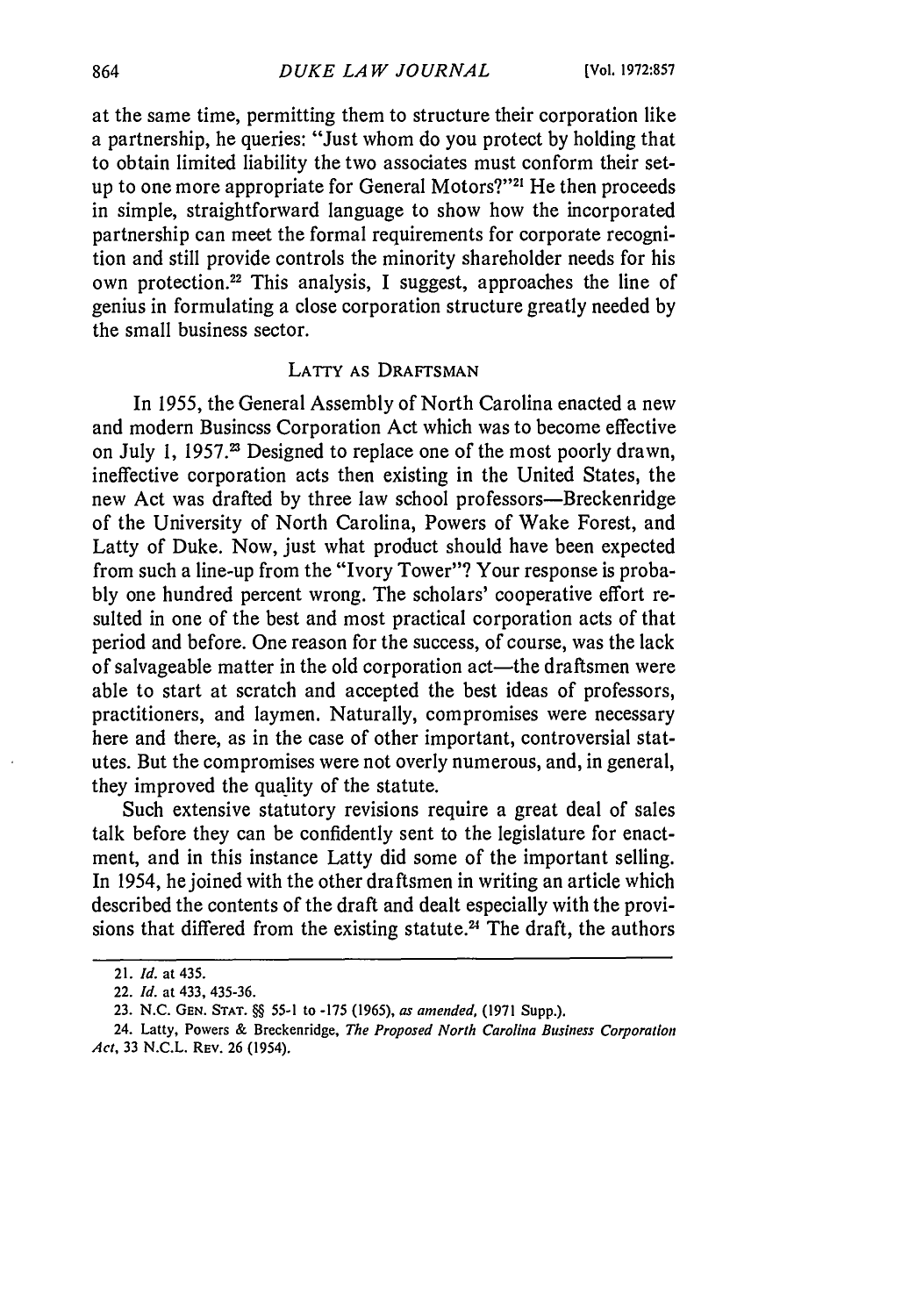at the same time, permitting them to structure their corporation like a partnership, he queries: "Just whom do you protect by holding that to obtain limited liability the two associates must conform their set-up to one more appropriate for General Motors?"[21] He then proceeds in simple, straightforward language to show how the incorporated partnership can meet the formal requirements for corporate recognition and still provide controls the minority shareholder needs for his own protection.[22] This analysis, I suggest, approaches the line of genius in formulating a close corporation structure greatly needed by the small business sector.

## LATTY AS DRAFTSMAN

In 1955, the General Assembly of North Carolina enacted a new and modern Business Corporation Act which was to become effective on July 1, 1957.[23] Designed to replace one of the most poorly drawn, ineffective corporation acts then existing in the United States, the new Act was drafted by three law school professors—Breckenridge of the University of North Carolina, Powers of Wake Forest, and Latty of Duke. Now, just what product should have been expected from such a line-up from the "Ivory Tower"? Your response is probably one hundred percent wrong. The scholars' cooperative effort resulted in one of the best and most practical corporation acts of that period and before. One reason for the success, of course, was the lack of salvageable matter in the old corporation act—the draftsmen were able to start at scratch and accepted the best ideas of professors, practitioners, and laymen. Naturally, compromises were necessary here and there, as in the case of other important, controversial statutes. But the compromises were not overly numerous, and, in general, they improved the quality of the statute.

Such extensive statutory revisions require a great deal of sales talk before they can be confidently sent to the legislature for enactment, and in this instance Latty did some of the important selling. In 1954, he joined with the other draftsmen in writing an article which described the contents of the draft and dealt especially with the provisions that differed from the existing statute.[24] The draft, the authors

---

21. *Id.* at 435.

22. *Id.* at 433, 435-36.

23. N.C. GEN. STAT. §§ 55-1 to -175 (1965), *as amended*, (1971 Supp.).

24. Latty, Powers & Breckenridge, *The Proposed North Carolina Business Corporation Act*, 33 N.C.L. REV. 26 (1954).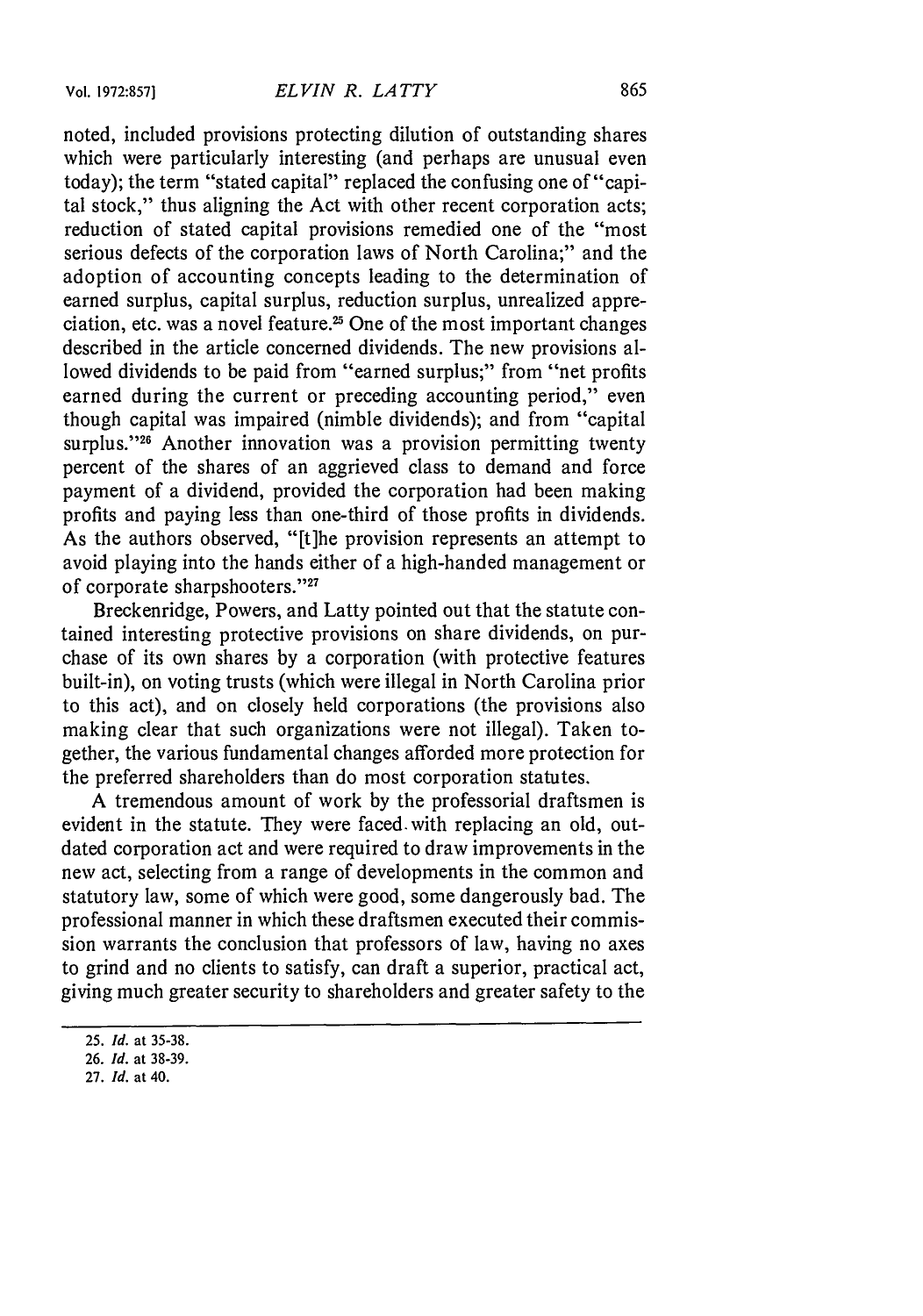noted, included provisions protecting dilution of outstanding shares which were particularly interesting (and perhaps are unusual even today); the term "stated capital" replaced the confusing one of "capital stock," thus aligning the Act with other recent corporation acts; reduction of stated capital provisions remedied one of the "most serious defects of the corporation laws of North Carolina;" and the adoption of accounting concepts leading to the determination of earned surplus, capital surplus, reduction surplus, unrealized appreciation, etc. was a novel feature.[25] One of the most important changes described in the article concerned dividends. The new provisions allowed dividends to be paid from "earned surplus;" from "net profits earned during the current or preceding accounting period," even though capital was impaired (nimble dividends); and from "capital surplus."[26] Another innovation was a provision permitting twenty percent of the shares of an aggrieved class to demand and force payment of a dividend, provided the corporation had been making profits and paying less than one-third of those profits in dividends. As the authors observed, "[t]he provision represents an attempt to avoid playing into the hands either of a high-handed management or of corporate sharpshooters."[27]

Breckenridge, Powers, and Latty pointed out that the statute contained interesting protective provisions on share dividends, on purchase of its own shares by a corporation (with protective features built-in), on voting trusts (which were illegal in North Carolina prior to this act), and on closely held corporations (the provisions also making clear that such organizations were not illegal). Taken together, the various fundamental changes afforded more protection for the preferred shareholders than do most corporation statutes.

A tremendous amount of work by the professorial draftsmen is evident in the statute. They were faced with replacing an old, outdated corporation act and were required to draw improvements in the new act, selecting from a range of developments in the common and statutory law, some of which were good, some dangerously bad. The professional manner in which these draftsmen executed their commission warrants the conclusion that professors of law, having no axes to grind and no clients to satisfy, can draft a superior, practical act, giving much greater security to shareholders and greater safety to the

---

25. *Id.* at 35-38.

26. *Id.* at 38-39.

27. *Id.* at 40.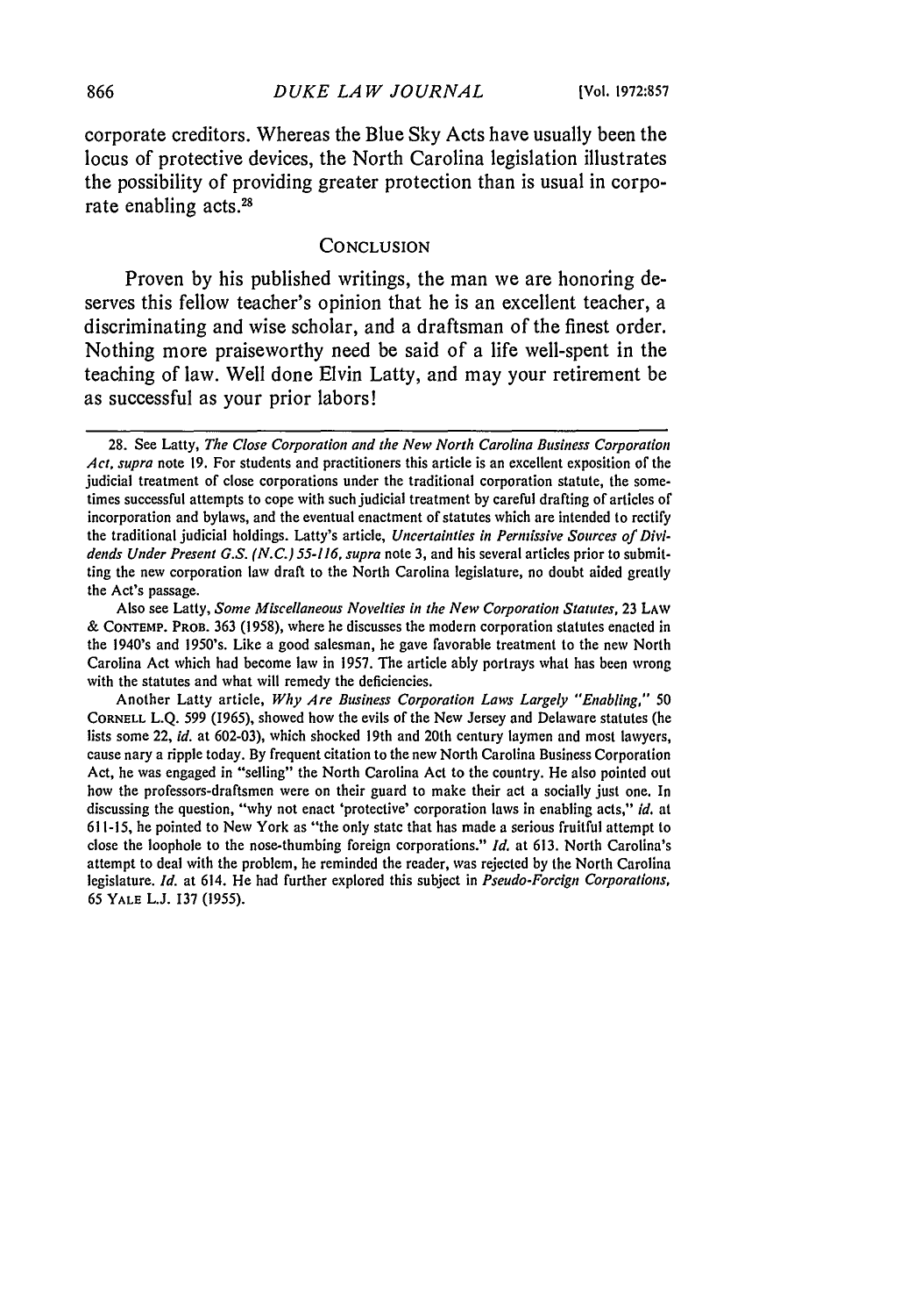corporate creditors. Whereas the Blue Sky Acts have usually been the locus of protective devices, the North Carolina legislation illustrates the possibility of providing greater protection than is usual in corporate enabling acts.[28]

## CONCLUSION

Proven by his published writings, the man we are honoring deserves this fellow teacher's opinion that he is an excellent teacher, a discriminating and wise scholar, and a draftsman of the finest order. Nothing more praiseworthy need be said of a life well-spent in the teaching of law. Well done Elvin Latty, and may your retirement be as successful as your prior labors!

---

28. See Latty, *The Close Corporation and the New North Carolina Business Corporation Act*, *supra* note 19. For students and practitioners this article is an excellent exposition of the judicial treatment of close corporations under the traditional corporation statute, the sometimes successful attempts to cope with such judicial treatment by careful drafting of articles of incorporation and bylaws, and the eventual enactment of statutes which are intended to rectify the traditional judicial holdings. Latty's article, *Uncertainties in Permissive Sources of Dividends Under Present G.S. (N.C.) 55-116*, *supra* note 3, and his several articles prior to submitting the new corporation law draft to the North Carolina legislature, no doubt aided greatly the Act's passage.

Also see Latty, *Some Miscellaneous Novelties in the New Corporation Statutes*, 23 LAW & CONTEMP. PROB. 363 (1958), where he discusses the modern corporation statutes enacted in the 1940's and 1950's. Like a good salesman, he gave favorable treatment to the new North Carolina Act which had become law in 1957. The article ably portrays what has been wrong with the statutes and what will remedy the deficiencies.

Another Latty article, *Why Are Business Corporation Laws Largely "Enabling,"* 50 CORNELL L.Q. 599 (1965), showed how the evils of the New Jersey and Delaware statutes (he lists some 22, *id.* at 602-03), which shocked 19th and 20th century laymen and most lawyers, cause nary a ripple today. By frequent citation to the new North Carolina Business Corporation Act, he was engaged in "selling" the North Carolina Act to the country. He also pointed out how the professors-draftsmen were on their guard to make their act a socially just one. In discussing the question, "why not enact 'protective' corporation laws in enabling acts," *id.* at 611-15, he pointed to New York as "the only state that has made a serious fruitful attempt to close the loophole to the nose-thumbing foreign corporations." *Id.* at 613. North Carolina's attempt to deal with the problem, he reminded the reader, was rejected by the North Carolina legislature. *Id.* at 614. He had further explored this subject in *Pseudo-Foreign Corporations*, 65 YALE L.J. 137 (1955).